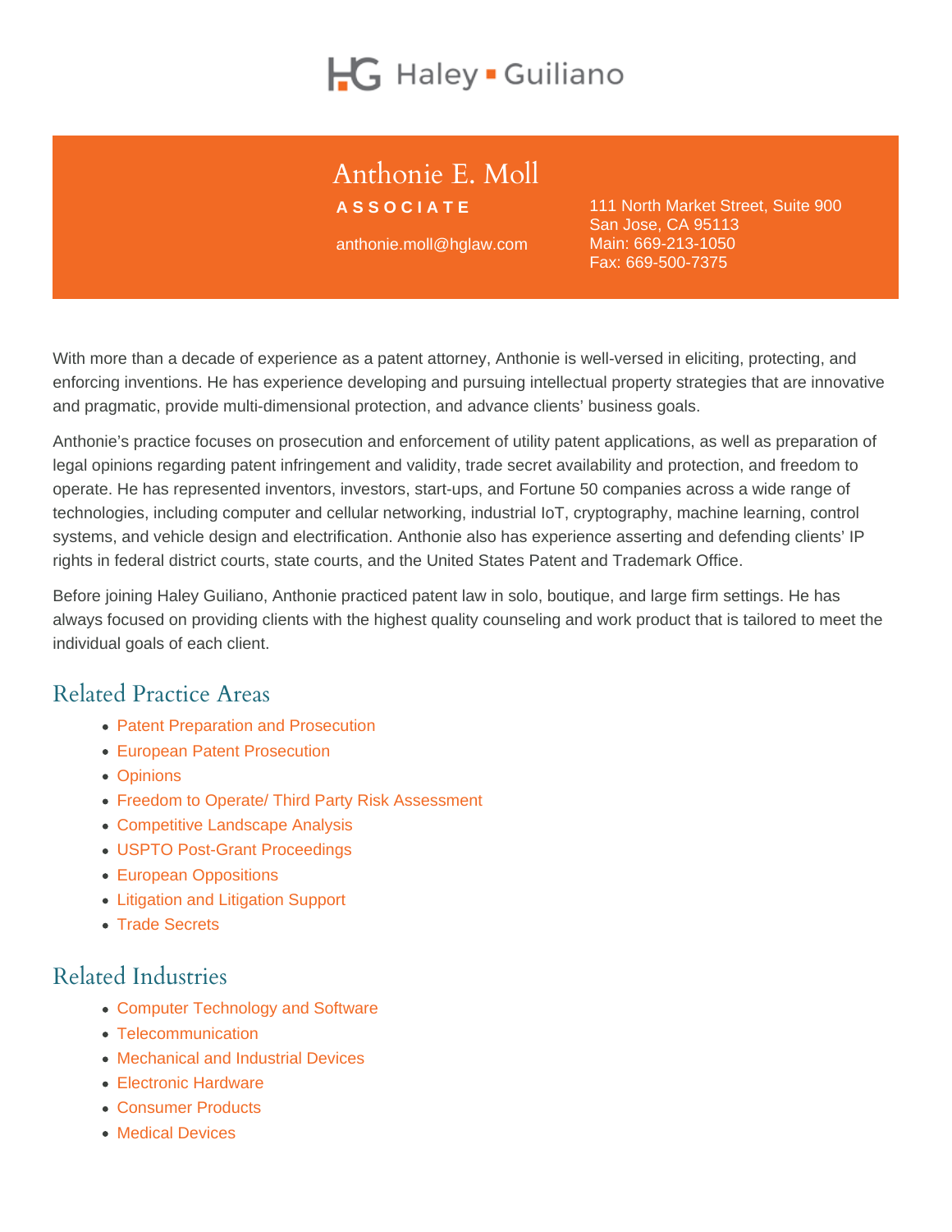Haley ▪ Guiliano

# Anthonie E. Moll

**ASSOCIATE**

anthonie.moll@hglaw.com

111 North Market Street, Suite 900
San Jose, CA 95113
Main: 669-213-1050
Fax: 669-500-7375

With more than a decade of experience as a patent attorney, Anthonie is well-versed in eliciting, protecting, and enforcing inventions. He has experience developing and pursuing intellectual property strategies that are innovative and pragmatic, provide multi-dimensional protection, and advance clients' business goals.

Anthonie's practice focuses on prosecution and enforcement of utility patent applications, as well as preparation of legal opinions regarding patent infringement and validity, trade secret availability and protection, and freedom to operate. He has represented inventors, investors, start-ups, and Fortune 50 companies across a wide range of technologies, including computer and cellular networking, industrial IoT, cryptography, machine learning, control systems, and vehicle design and electrification. Anthonie also has experience asserting and defending clients' IP rights in federal district courts, state courts, and the United States Patent and Trademark Office.

Before joining Haley Guiliano, Anthonie practiced patent law in solo, boutique, and large firm settings. He has always focused on providing clients with the highest quality counseling and work product that is tailored to meet the individual goals of each client.

## Related Practice Areas

- Patent Preparation and Prosecution
- European Patent Prosecution
- Opinions
- Freedom to Operate/ Third Party Risk Assessment
- Competitive Landscape Analysis
- USPTO Post-Grant Proceedings
- European Oppositions
- Litigation and Litigation Support
- Trade Secrets

## Related Industries

- Computer Technology and Software
- Telecommunication
- Mechanical and Industrial Devices
- Electronic Hardware
- Consumer Products
- Medical Devices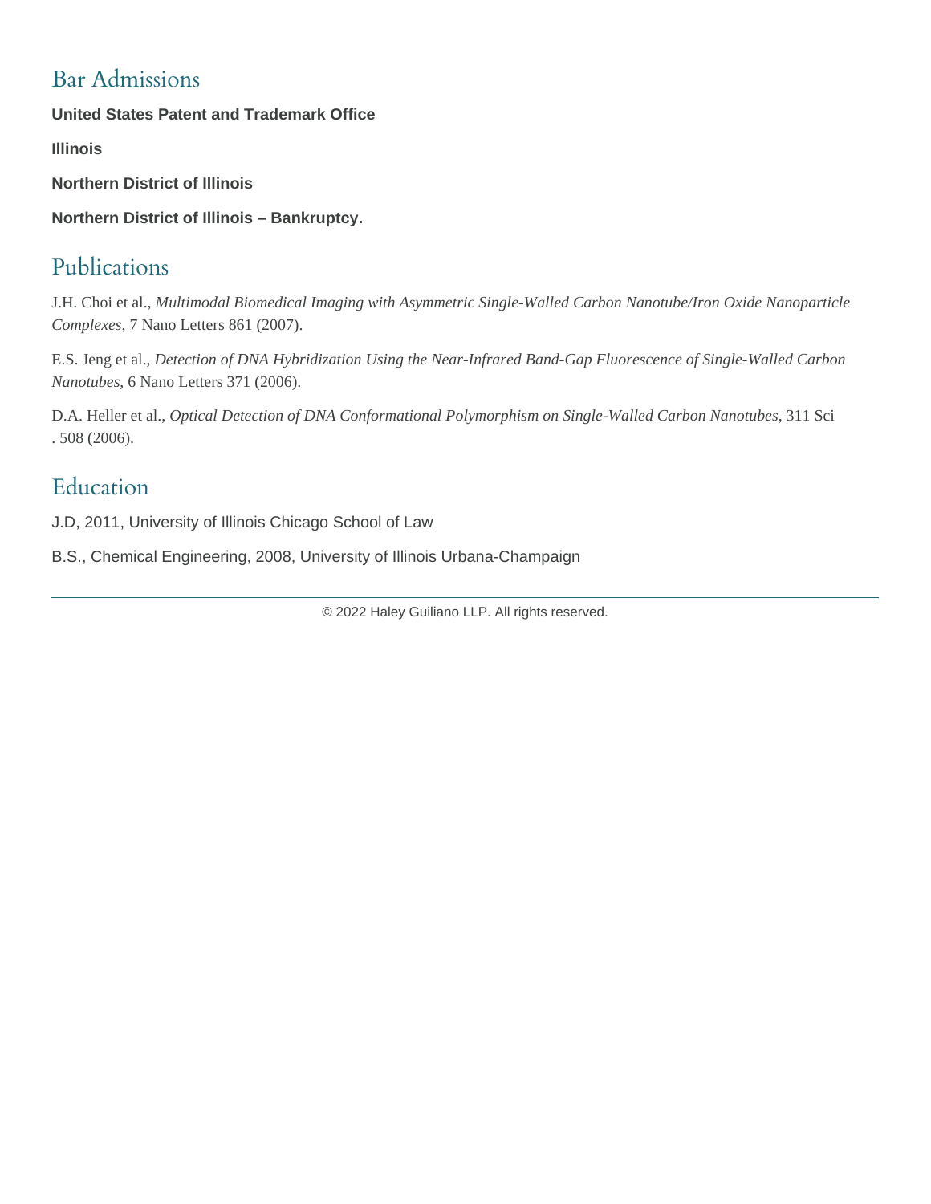## Bar Admissions

**United States Patent and Trademark Office**

**Illinois**

**Northern District of Illinois**

**Northern District of Illinois – Bankruptcy.**

## Publications

J.H. Choi et al., *Multimodal Biomedical Imaging with Asymmetric Single-Walled Carbon Nanotube/Iron Oxide Nanoparticle Complexes*, 7 Nano Letters 861 (2007).

E.S. Jeng et al., *Detection of DNA Hybridization Using the Near-Infrared Band-Gap Fluorescence of Single-Walled Carbon Nanotubes*, 6 Nano Letters 371 (2006).

D.A. Heller et al., *Optical Detection of DNA Conformational Polymorphism on Single-Walled Carbon Nanotubes*, 311 Sci . 508 (2006).

## Education

J.D, 2011, University of Illinois Chicago School of Law

B.S., Chemical Engineering, 2008, University of Illinois Urbana-Champaign

---

© 2022 Haley Guiliano LLP. All rights reserved.